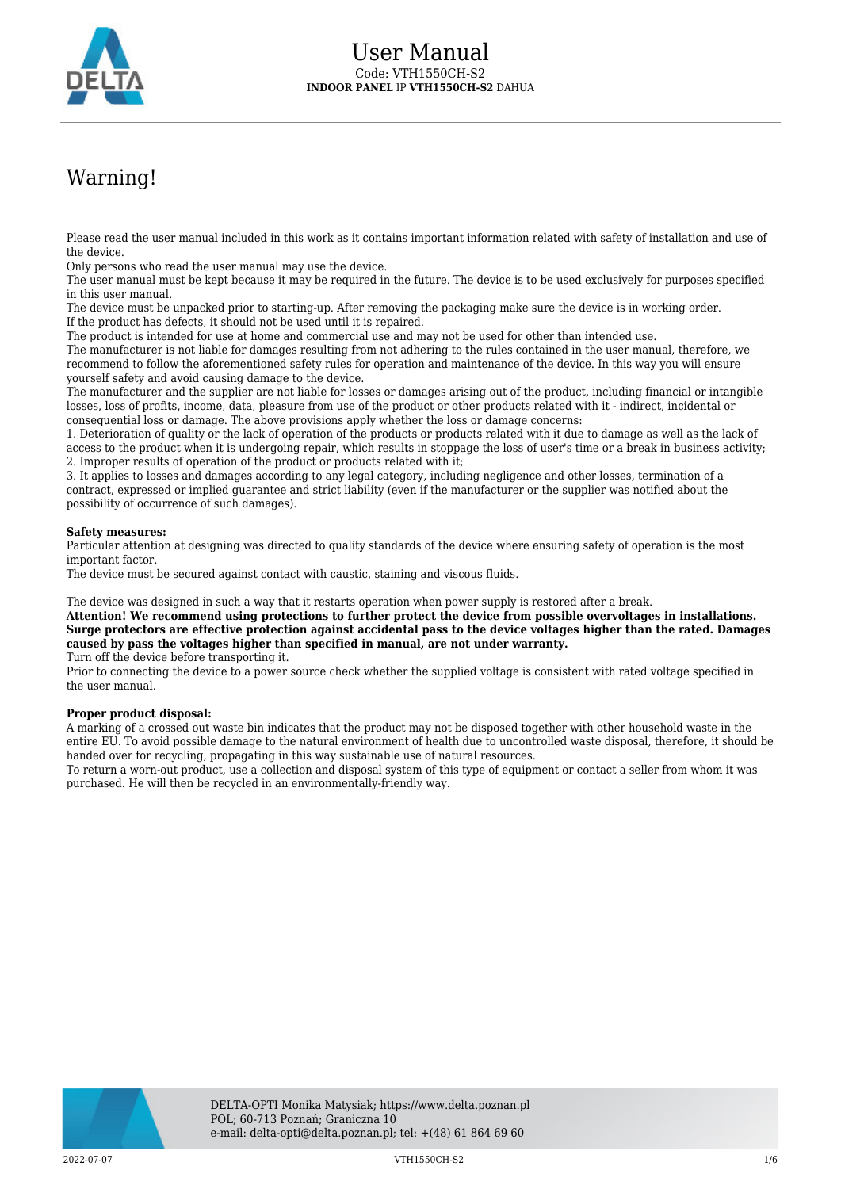# User Manual

Code: VTH1550CH-S2

**INDOOR PANEL** IP **VTH1550CH-S2** DAHUA

## Warning!

Please read the user manual included in this work as it contains important information related with safety of installation and use of the device.

Only persons who read the user manual may use the device.

The user manual must be kept because it may be required in the future. The device is to be used exclusively for purposes specified in this user manual.

The device must be unpacked prior to starting-up. After removing the packaging make sure the device is in working order.

If the product has defects, it should not be used until it is repaired.

The product is intended for use at home and commercial use and may not be used for other than intended use.

The manufacturer is not liable for damages resulting from not adhering to the rules contained in the user manual, therefore, we recommend to follow the aforementioned safety rules for operation and maintenance of the device. In this way you will ensure yourself safety and avoid causing damage to the device.

The manufacturer and the supplier are not liable for losses or damages arising out of the product, including financial or intangible losses, loss of profits, income, data, pleasure from use of the product or other products related with it - indirect, incidental or consequential loss or damage. The above provisions apply whether the loss or damage concerns:

1. Deterioration of quality or the lack of operation of the products or products related with it due to damage as well as the lack of access to the product when it is undergoing repair, which results in stoppage the loss of user's time or a break in business activity;
2. Improper results of operation of the product or products related with it;
3. It applies to losses and damages according to any legal category, including negligence and other losses, termination of a contract, expressed or implied guarantee and strict liability (even if the manufacturer or the supplier was notified about the possibility of occurrence of such damages).

**Safety measures:**

Particular attention at designing was directed to quality standards of the device where ensuring safety of operation is the most important factor.

The device must be secured against contact with caustic, staining and viscous fluids.

The device was designed in such a way that it restarts operation when power supply is restored after a break.

**Attention! We recommend using protections to further protect the device from possible overvoltages in installations. Surge protectors are effective protection against accidental pass to the device voltages higher than the rated. Damages caused by pass the voltages higher than specified in manual, are not under warranty.**

Turn off the device before transporting it.

Prior to connecting the device to a power source check whether the supplied voltage is consistent with rated voltage specified in the user manual.

**Proper product disposal:**

A marking of a crossed out waste bin indicates that the product may not be disposed together with other household waste in the entire EU. To avoid possible damage to the natural environment of health due to uncontrolled waste disposal, therefore, it should be handed over for recycling, propagating in this way sustainable use of natural resources.

To return a worn-out product, use a collection and disposal system of this type of equipment or contact a seller from whom it was purchased. He will then be recycled in an environmentally-friendly way.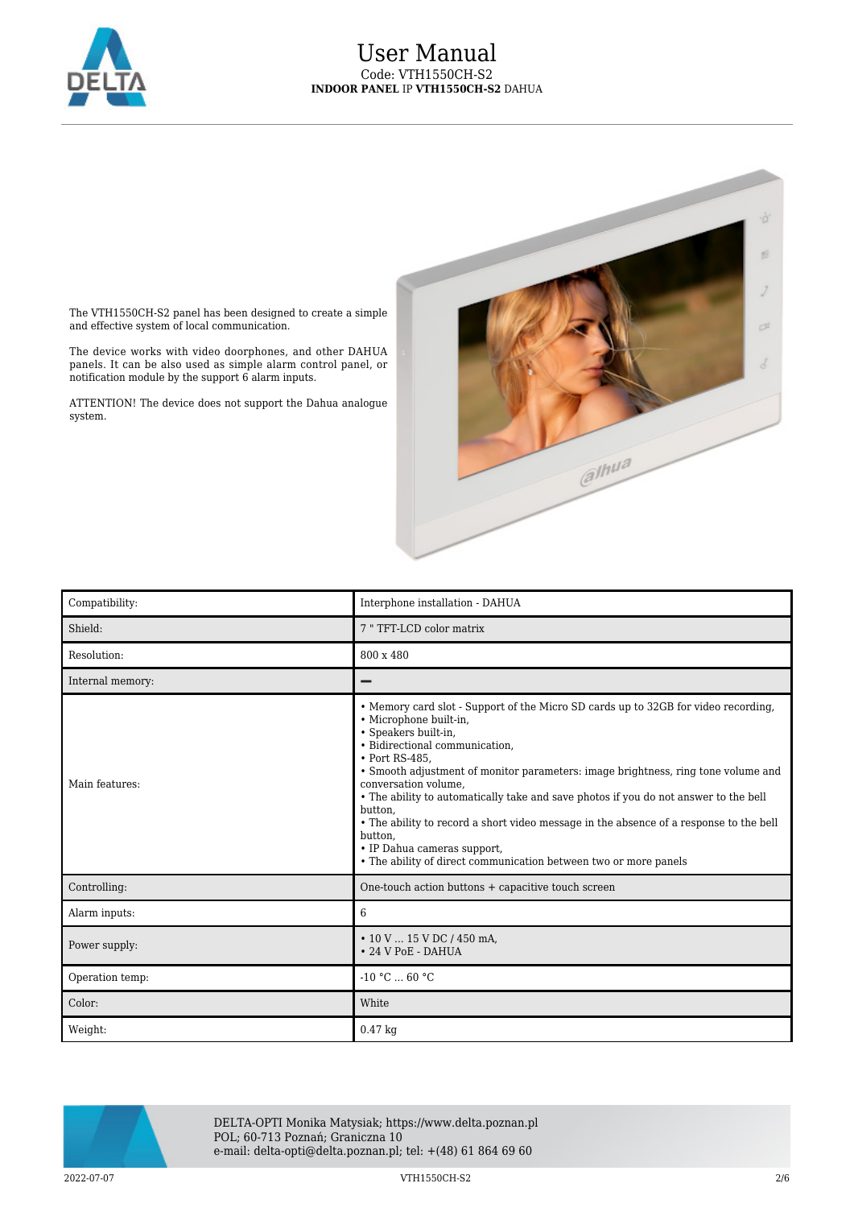The VTH1550CH-S2 panel has been designed to create a simple and effective system of local communication.

The device works with video doorphones, and other DAHUA panels. It can be also used as simple alarm control panel, or notification module by the support 6 alarm inputs.

ATTENTION! The device does not support the Dahua analogue system.

| | |
|---|---|
| Compatibility: | Interphone installation - DAHUA |
| Shield: | 7 " TFT-LCD color matrix |
| Resolution: | 800 x 480 |
| Internal memory: | − |
| Main features: | • Memory card slot - Support of the Micro SD cards up to 32GB for video recording,<br>• Microphone built-in,<br>• Speakers built-in,<br>• Bidirectional communication,<br>• Port RS-485,<br>• Smooth adjustment of monitor parameters: image brightness, ring tone volume and conversation volume,<br>• The ability to automatically take and save photos if you do not answer to the bell button,<br>• The ability to record a short video message in the absence of a response to the bell button,<br>• IP Dahua cameras support,<br>• The ability of direct communication between two or more panels |
| Controlling: | One-touch action buttons + capacitive touch screen |
| Alarm inputs: | 6 |
| Power supply: | • 10 V ... 15 V DC / 450 mA,<br>• 24 V PoE - DAHUA |
| Operation temp: | -10 °C ... 60 °C |
| Color: | White |
| Weight: | 0.47 kg |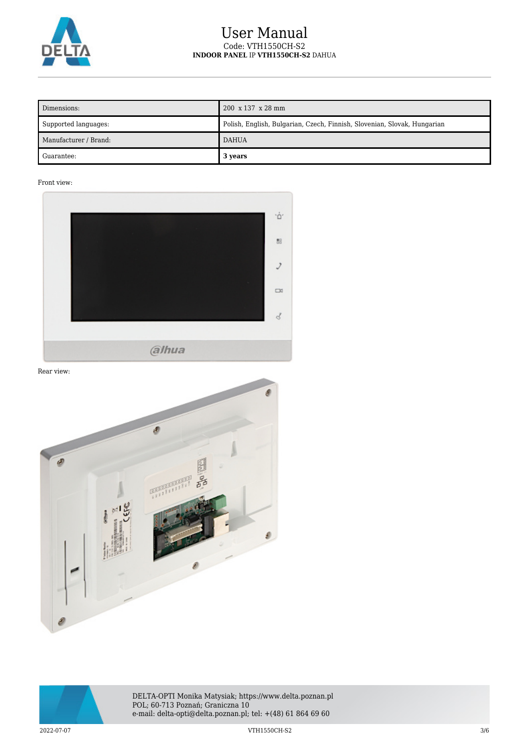| | |
|---|---|
| Dimensions: | 200 x 137 x 28 mm |
| Supported languages: | Polish, English, Bulgarian, Czech, Finnish, Slovenian, Slovak, Hungarian |
| Manufacturer / Brand: | DAHUA |
| Guarantee: | **3 years** |

Front view:

Rear view: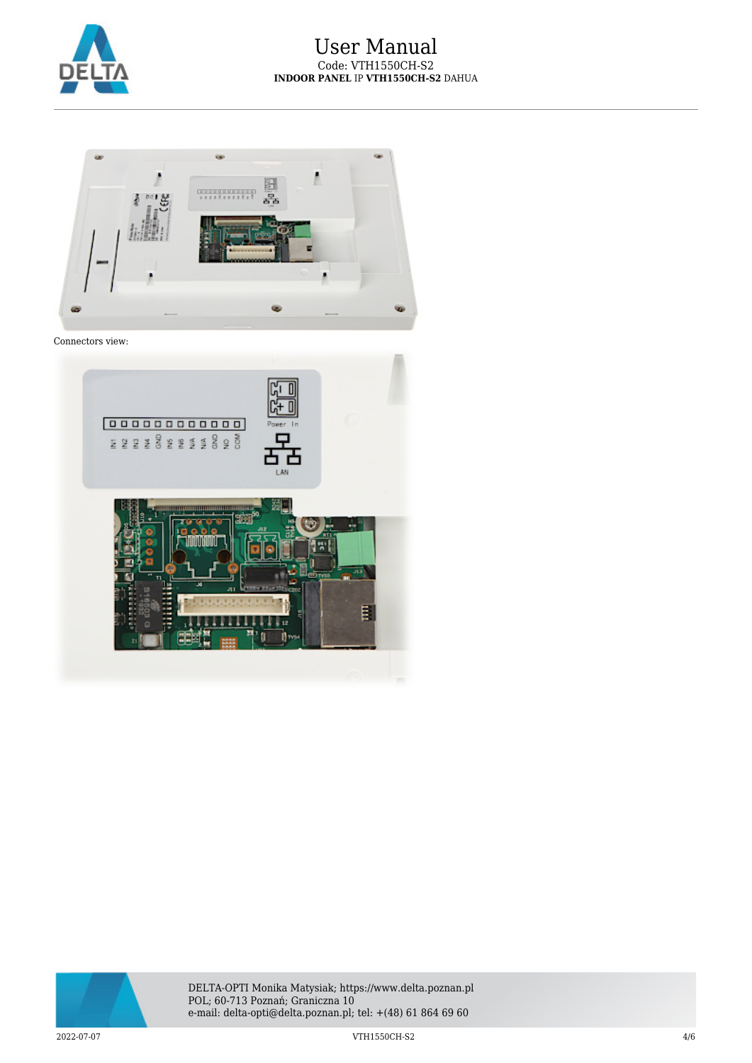Connectors view: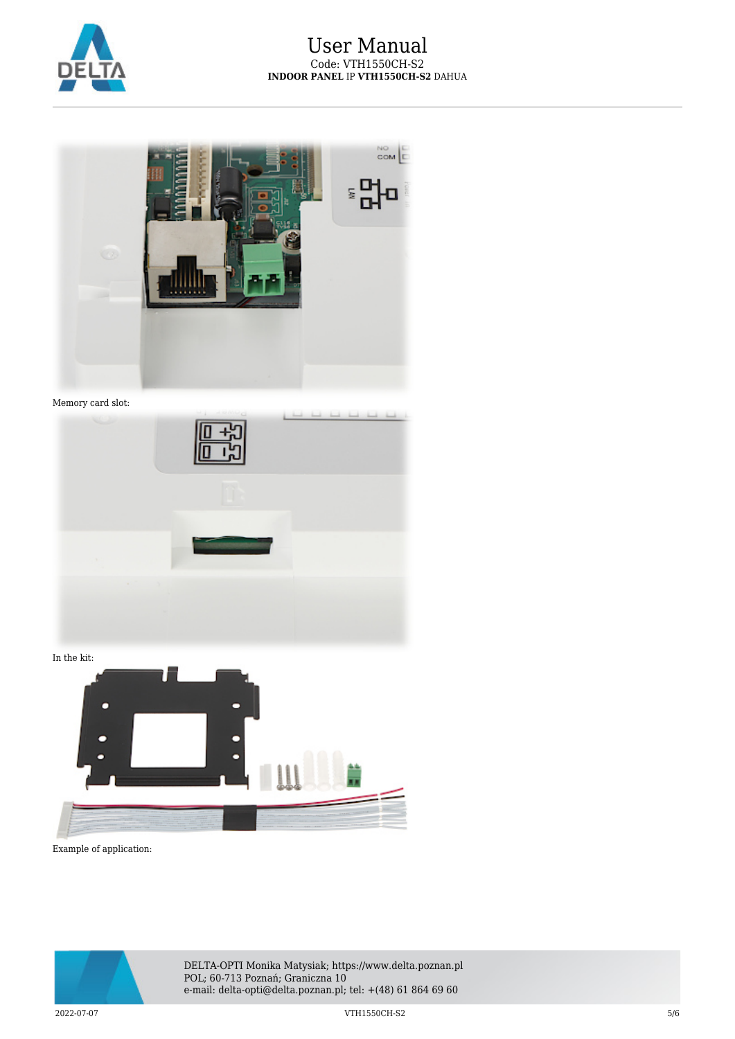Memory card slot:

In the kit:

Example of application: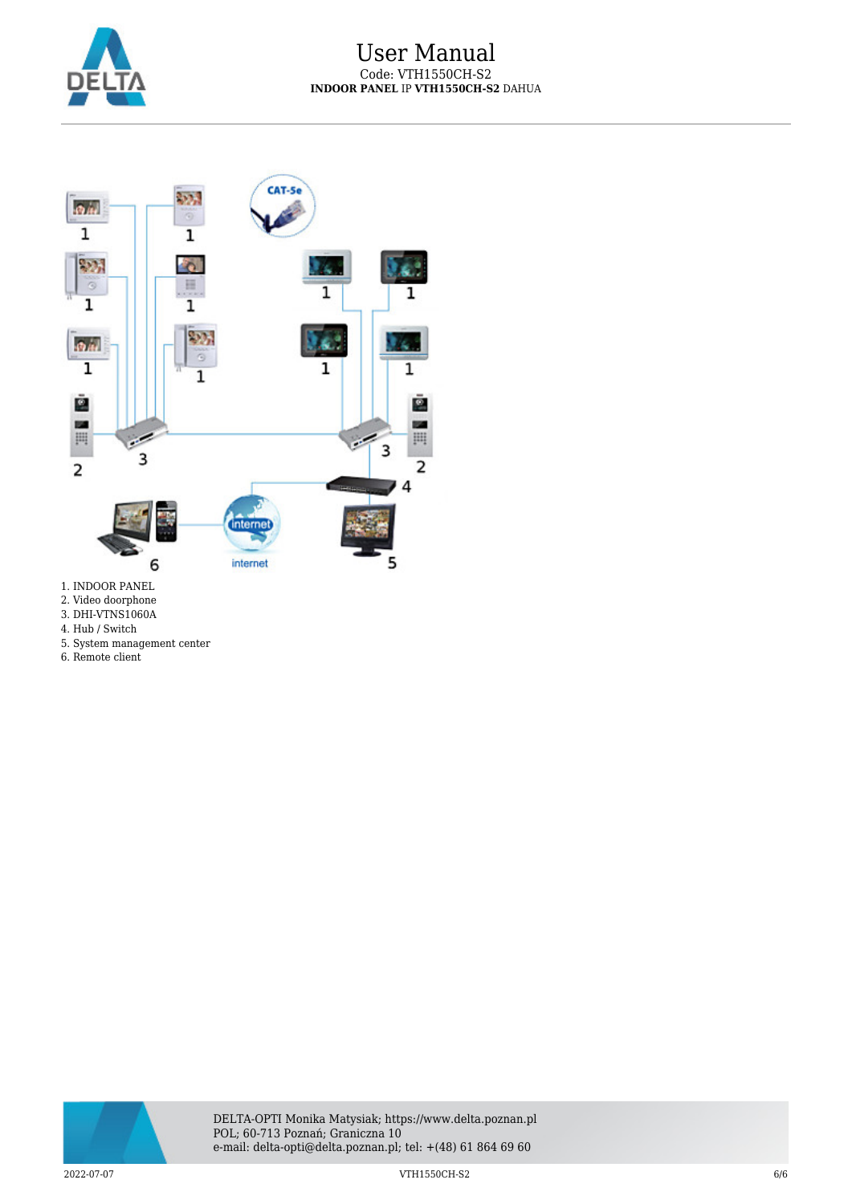CAT-5e

1
1
1
1
1
1
1
1
1
1
2
3
3
2
4
6
internet
internet
5

1. INDOOR PANEL
2. Video doorphone
3. DHI-VTNS1060A
4. Hub / Switch
5. System management center
6. Remote client